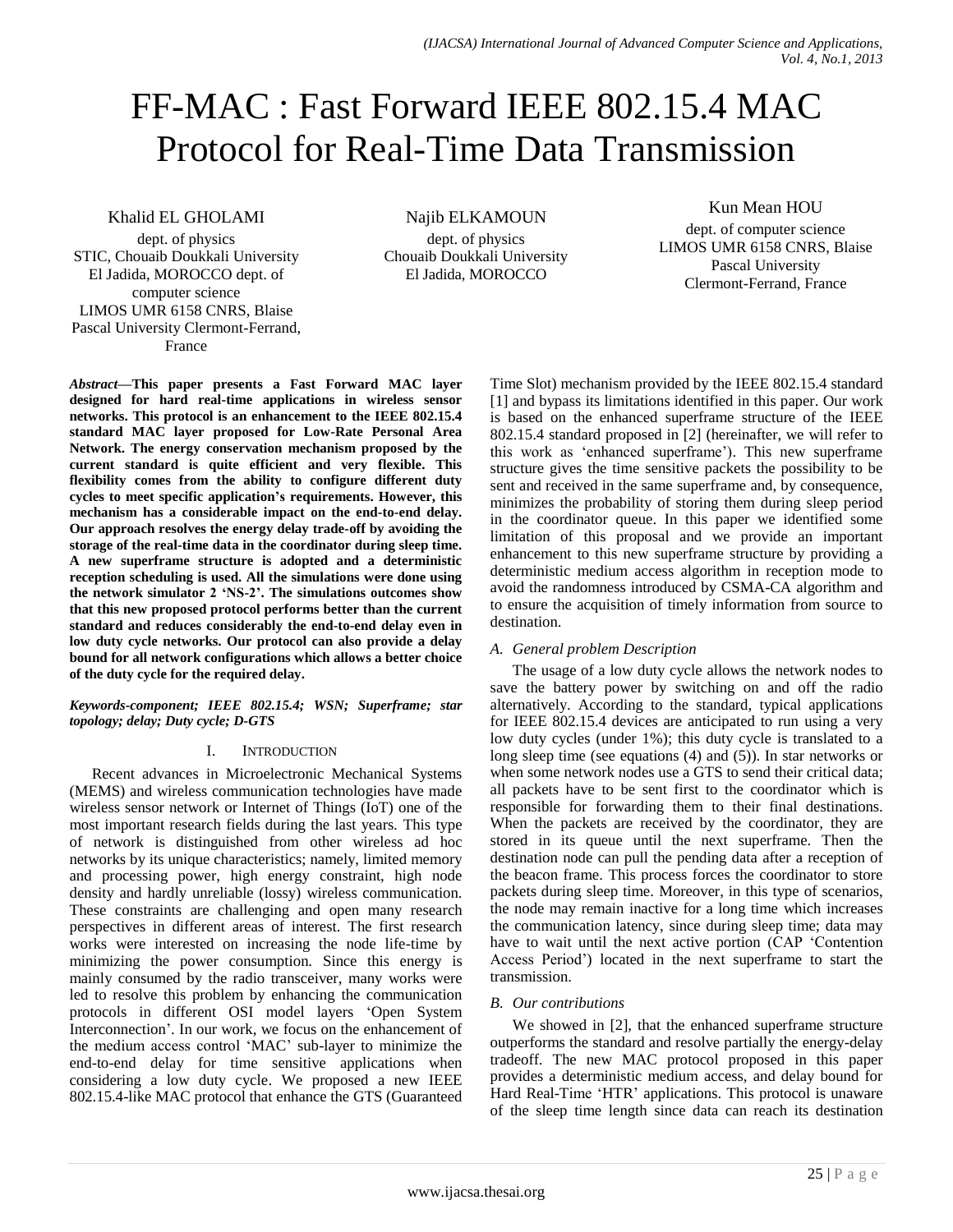# FF-MAC : Fast Forward IEEE 802.15.4 MAC Protocol for Real-Time Data Transmission

Khalid EL GHOLAMI
dept. of physics
STIC, Chouaib Doukkali University
El Jadida, MOROCCO dept. of computer science
LIMOS UMR 6158 CNRS, Blaise Pascal University Clermont-Ferrand, France

Najib ELKAMOUN
dept. of physics
Chouaib Doukkali University
El Jadida, MOROCCO

Kun Mean HOU
dept. of computer science
LIMOS UMR 6158 CNRS, Blaise Pascal University
Clermont-Ferrand, France

***Abstract*—This paper presents a Fast Forward MAC layer designed for hard real-time applications in wireless sensor networks. This protocol is an enhancement to the IEEE 802.15.4 standard MAC layer proposed for Low-Rate Personal Area Network. The energy conservation mechanism proposed by the current standard is quite efficient and very flexible. This flexibility comes from the ability to configure different duty cycles to meet specific application's requirements. However, this mechanism has a considerable impact on the end-to-end delay. Our approach resolves the energy delay trade-off by avoiding the storage of the real-time data in the coordinator during sleep time. A new superframe structure is adopted and a deterministic reception scheduling is used. All the simulations were done using the network simulator 2 'NS-2'. The simulations outcomes show that this new proposed protocol performs better than the current standard and reduces considerably the end-to-end delay even in low duty cycle networks. Our protocol can also provide a delay bound for all network configurations which allows a better choice of the duty cycle for the required delay.**

***Keywords-component; IEEE 802.15.4; WSN; Superframe; star topology; delay; Duty cycle; D-GTS***

## I. Introduction

Recent advances in Microelectronic Mechanical Systems (MEMS) and wireless communication technologies have made wireless sensor network or Internet of Things (IoT) one of the most important research fields during the last years. This type of network is distinguished from other wireless ad hoc networks by its unique characteristics; namely, limited memory and processing power, high energy constraint, high node density and hardly unreliable (lossy) wireless communication. These constraints are challenging and open many research perspectives in different areas of interest. The first research works were interested on increasing the node life-time by minimizing the power consumption. Since this energy is mainly consumed by the radio transceiver, many works were led to resolve this problem by enhancing the communication protocols in different OSI model layers 'Open System Interconnection'. In our work, we focus on the enhancement of the medium access control 'MAC' sub-layer to minimize the end-to-end delay for time sensitive applications when considering a low duty cycle. We proposed a new IEEE 802.15.4-like MAC protocol that enhance the GTS (Guaranteed Time Slot) mechanism provided by the IEEE 802.15.4 standard [1] and bypass its limitations identified in this paper. Our work is based on the enhanced superframe structure of the IEEE 802.15.4 standard proposed in [2] (hereinafter, we will refer to this work as 'enhanced superframe'). This new superframe structure gives the time sensitive packets the possibility to be sent and received in the same superframe and, by consequence, minimizes the probability of storing them during sleep period in the coordinator queue. In this paper we identified some limitation of this proposal and we provide an important enhancement to this new superframe structure by providing a deterministic medium access algorithm in reception mode to avoid the randomness introduced by CSMA-CA algorithm and to ensure the acquisition of timely information from source to destination.

### A. General problem Description

The usage of a low duty cycle allows the network nodes to save the battery power by switching on and off the radio alternatively. According to the standard, typical applications for IEEE 802.15.4 devices are anticipated to run using a very low duty cycles (under 1%); this duty cycle is translated to a long sleep time (see equations (4) and (5)). In star networks or when some network nodes use a GTS to send their critical data; all packets have to be sent first to the coordinator which is responsible for forwarding them to their final destinations. When the packets are received by the coordinator, they are stored in its queue until the next superframe. Then the destination node can pull the pending data after a reception of the beacon frame. This process forces the coordinator to store packets during sleep time. Moreover, in this type of scenarios, the node may remain inactive for a long time which increases the communication latency, since during sleep time; data may have to wait until the next active portion (CAP 'Contention Access Period') located in the next superframe to start the transmission.

### B. Our contributions

We showed in [2], that the enhanced superframe structure outperforms the standard and resolve partially the energy-delay tradeoff. The new MAC protocol proposed in this paper provides a deterministic medium access, and delay bound for Hard Real-Time 'HTR' applications. This protocol is unaware of the sleep time length since data can reach its destination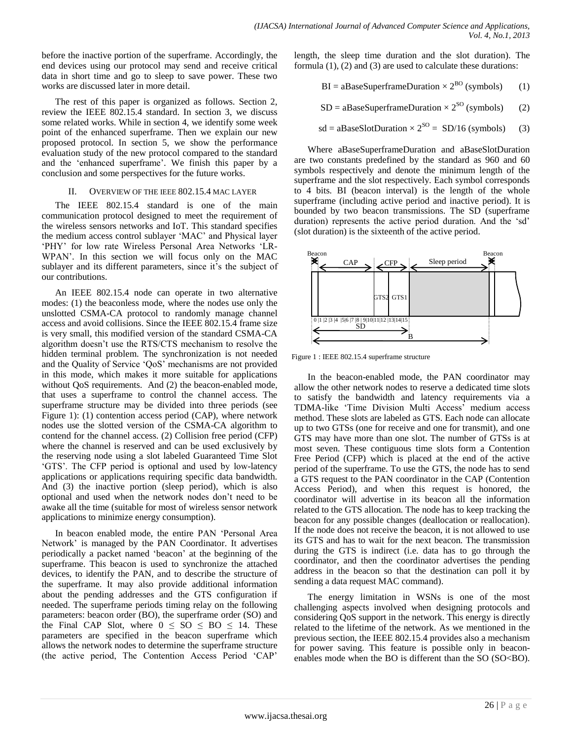before the inactive portion of the superframe. Accordingly, the end devices using our protocol may send and receive critical data in short time and go to sleep to save power. These two works are discussed later in more detail.

The rest of this paper is organized as follows. Section 2, review the IEEE 802.15.4 standard. In section 3, we discuss some related works. While in section 4, we identify some week point of the enhanced superframe. Then we explain our new proposed protocol. In section 5, we show the performance evaluation study of the new protocol compared to the standard and the 'enhanced superframe'. We finish this paper by a conclusion and some perspectives for the future works.

## II. Overview of the IEEE 802.15.4 MAC layer

The IEEE 802.15.4 standard is one of the main communication protocol designed to meet the requirement of the wireless sensors networks and IoT. This standard specifies the medium access control sublayer 'MAC' and Physical layer 'PHY' for low rate Wireless Personal Area Networks 'LR-WPAN'. In this section we will focus only on the MAC sublayer and its different parameters, since it's the subject of our contributions.

An IEEE 802.15.4 node can operate in two alternative modes: (1) the beaconless mode, where the nodes use only the unslotted CSMA-CA protocol to randomly manage channel access and avoid collisions. Since the IEEE 802.15.4 frame size is very small, this modified version of the standard CSMA-CA algorithm doesn't use the RTS/CTS mechanism to resolve the hidden terminal problem. The synchronization is not needed and the Quality of Service 'QoS' mechanisms are not provided in this mode, which makes it more suitable for applications without QoS requirements. And (2) the beacon-enabled mode, that uses a superframe to control the channel access. The superframe structure may be divided into three periods (see Figure 1): (1) contention access period (CAP), where network nodes use the slotted version of the CSMA-CA algorithm to contend for the channel access. (2) Collision free period (CFP) where the channel is reserved and can be used exclusively by the reserving node using a slot labeled Guaranteed Time Slot 'GTS'. The CFP period is optional and used by low-latency applications or applications requiring specific data bandwidth. And (3) the inactive portion (sleep period), which is also optional and used when the network nodes don't need to be awake all the time (suitable for most of wireless sensor network applications to minimize energy consumption).

In beacon enabled mode, the entire PAN 'Personal Area Network' is managed by the PAN Coordinator. It advertises periodically a packet named 'beacon' at the beginning of the superframe. This beacon is used to synchronize the attached devices, to identify the PAN, and to describe the structure of the superframe. It may also provide additional information about the pending addresses and the GTS configuration if needed. The superframe periods timing relay on the following parameters: beacon order (BO), the superframe order (SO) and the Final CAP Slot, where $0 \leq SO \leq BO \leq 14$. These parameters are specified in the beacon superframe which allows the network nodes to determine the superframe structure (the active period, The Contention Access Period 'CAP' length, the sleep time duration and the slot duration). The formula (1), (2) and (3) are used to calculate these durations:

$$BI = aBaseSuperframeDuration \times 2^{BO} \text{ (symbols)} \quad (1)$$

$$SD = aBaseSuperframeDuration \times 2^{SO} \text{ (symbols)} \quad (2)$$

$$sd = aBaseSlotDuration \times 2^{SO} = SD/16 \text{ (symbols)} \quad (3)$$

Where aBaseSuperframeDuration and aBaseSlotDuration are two constants predefined by the standard as 960 and 60 symbols respectively and denote the minimum length of the superframe and the slot respectively. Each symbol corresponds to 4 bits. BI (beacon interval) is the length of the whole superframe (including active period and inactive period). It is bounded by two beacon transmissions. The SD (superframe duration) represents the active period duration. And the 'sd' (slot duration) is the sixteenth of the active period.

Figure 1 : IEEE 802.15.4 superframe structure

In the beacon-enabled mode, the PAN coordinator may allow the other network nodes to reserve a dedicated time slots to satisfy the bandwidth and latency requirements via a TDMA-like 'Time Division Multi Access' medium access method. These slots are labeled as GTS. Each node can allocate up to two GTSs (one for receive and one for transmit), and one GTS may have more than one slot. The number of GTSs is at most seven. These contiguous time slots form a Contention Free Period (CFP) which is placed at the end of the active period of the superframe. To use the GTS, the node has to send a GTS request to the PAN coordinator in the CAP (Contention Access Period), and when this request is honored, the coordinator will advertise in its beacon all the information related to the GTS allocation. The node has to keep tracking the beacon for any possible changes (deallocation or reallocation). If the node does not receive the beacon, it is not allowed to use its GTS and has to wait for the next beacon. The transmission during the GTS is indirect (i.e. data has to go through the coordinator, and then the coordinator advertises the pending address in the beacon so that the destination can poll it by sending a data request MAC command).

The energy limitation in WSNs is one of the most challenging aspects involved when designing protocols and considering QoS support in the network. This energy is directly related to the lifetime of the network. As we mentioned in the previous section, the IEEE 802.15.4 provides also a mechanism for power saving. This feature is possible only in beacon-enables mode when the BO is different than the SO (SO<BO).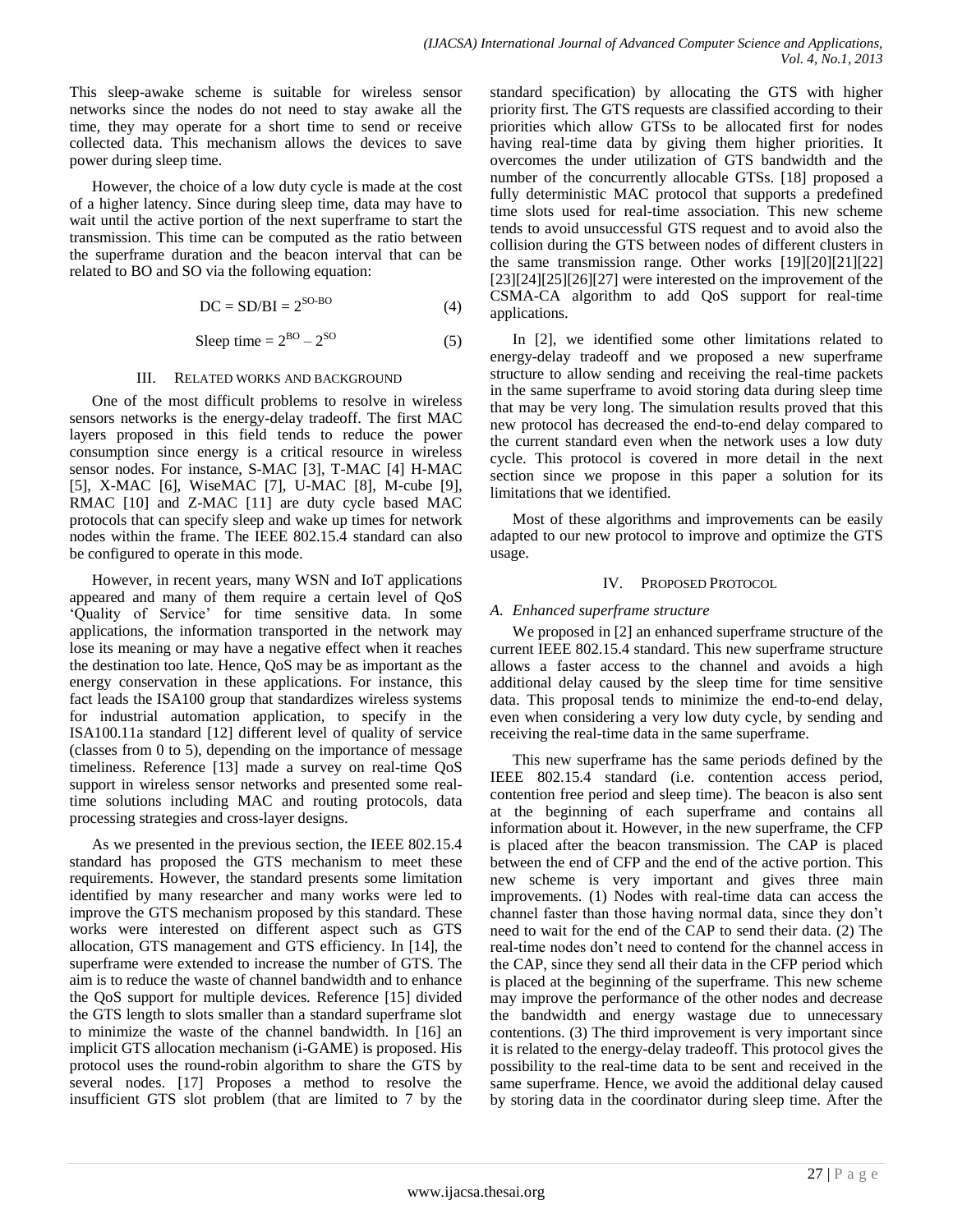This sleep-awake scheme is suitable for wireless sensor networks since the nodes do not need to stay awake all the time, they may operate for a short time to send or receive collected data. This mechanism allows the devices to save power during sleep time.

However, the choice of a low duty cycle is made at the cost of a higher latency. Since during sleep time, data may have to wait until the active portion of the next superframe to start the transmission. This time can be computed as the ratio between the superframe duration and the beacon interval that can be related to BO and SO via the following equation:

$$DC = SD/BI = 2^{SO-BO} \tag{4}$$

$$\text{Sleep time} = 2^{BO} - 2^{SO} \tag{5}$$

## III. Related works and background

One of the most difficult problems to resolve in wireless sensors networks is the energy-delay tradeoff. The first MAC layers proposed in this field tends to reduce the power consumption since energy is a critical resource in wireless sensor nodes. For instance, S-MAC [3], T-MAC [4] H-MAC [5], X-MAC [6], WiseMAC [7], U-MAC [8], M-cube [9], RMAC [10] and Z-MAC [11] are duty cycle based MAC protocols that can specify sleep and wake up times for network nodes within the frame. The IEEE 802.15.4 standard can also be configured to operate in this mode.

However, in recent years, many WSN and IoT applications appeared and many of them require a certain level of QoS 'Quality of Service' for time sensitive data. In some applications, the information transported in the network may lose its meaning or may have a negative effect when it reaches the destination too late. Hence, QoS may be as important as the energy conservation in these applications. For instance, this fact leads the ISA100 group that standardizes wireless systems for industrial automation application, to specify in the ISA100.11a standard [12] different level of quality of service (classes from 0 to 5), depending on the importance of message timeliness. Reference [13] made a survey on real-time QoS support in wireless sensor networks and presented some real-time solutions including MAC and routing protocols, data processing strategies and cross-layer designs.

As we presented in the previous section, the IEEE 802.15.4 standard has proposed the GTS mechanism to meet these requirements. However, the standard presents some limitation identified by many researcher and many works were led to improve the GTS mechanism proposed by this standard. These works were interested on different aspect such as GTS allocation, GTS management and GTS efficiency. In [14], the superframe were extended to increase the number of GTS. The aim is to reduce the waste of channel bandwidth and to enhance the QoS support for multiple devices. Reference [15] divided the GTS length to slots smaller than a standard superframe slot to minimize the waste of the channel bandwidth. In [16] an implicit GTS allocation mechanism (i-GAME) is proposed. His protocol uses the round-robin algorithm to share the GTS by several nodes. [17] Proposes a method to resolve the insufficient GTS slot problem (that are limited to 7 by the standard specification) by allocating the GTS with higher priority first. The GTS requests are classified according to their priorities which allow GTSs to be allocated first for nodes having real-time data by giving them higher priorities. It overcomes the under utilization of GTS bandwidth and the number of the concurrently allocable GTSs. [18] proposed a fully deterministic MAC protocol that supports a predefined time slots used for real-time association. This new scheme tends to avoid unsuccessful GTS request and to avoid also the collision during the GTS between nodes of different clusters in the same transmission range. Other works [19][20][21][22] [23][24][25][26][27] were interested on the improvement of the CSMA-CA algorithm to add QoS support for real-time applications.

In [2], we identified some other limitations related to energy-delay tradeoff and we proposed a new superframe structure to allow sending and receiving the real-time packets in the same superframe to avoid storing data during sleep time that may be very long. The simulation results proved that this new protocol has decreased the end-to-end delay compared to the current standard even when the network uses a low duty cycle. This protocol is covered in more detail in the next section since we propose in this paper a solution for its limitations that we identified.

Most of these algorithms and improvements can be easily adapted to our new protocol to improve and optimize the GTS usage.

## IV. Proposed Protocol

### A. Enhanced superframe structure

We proposed in [2] an enhanced superframe structure of the current IEEE 802.15.4 standard. This new superframe structure allows a faster access to the channel and avoids a high additional delay caused by the sleep time for time sensitive data. This proposal tends to minimize the end-to-end delay, even when considering a very low duty cycle, by sending and receiving the real-time data in the same superframe.

This new superframe has the same periods defined by the IEEE 802.15.4 standard (i.e. contention access period, contention free period and sleep time). The beacon is also sent at the beginning of each superframe and contains all information about it. However, in the new superframe, the CFP is placed after the beacon transmission. The CAP is placed between the end of CFP and the end of the active portion. This new scheme is very important and gives three main improvements. (1) Nodes with real-time data can access the channel faster than those having normal data, since they don't need to wait for the end of the CAP to send their data. (2) The real-time nodes don't need to contend for the channel access in the CAP, since they send all their data in the CFP period which is placed at the beginning of the superframe. This new scheme may improve the performance of the other nodes and decrease the bandwidth and energy wastage due to unnecessary contentions. (3) The third improvement is very important since it is related to the energy-delay tradeoff. This protocol gives the possibility to the real-time data to be sent and received in the same superframe. Hence, we avoid the additional delay caused by storing data in the coordinator during sleep time. After the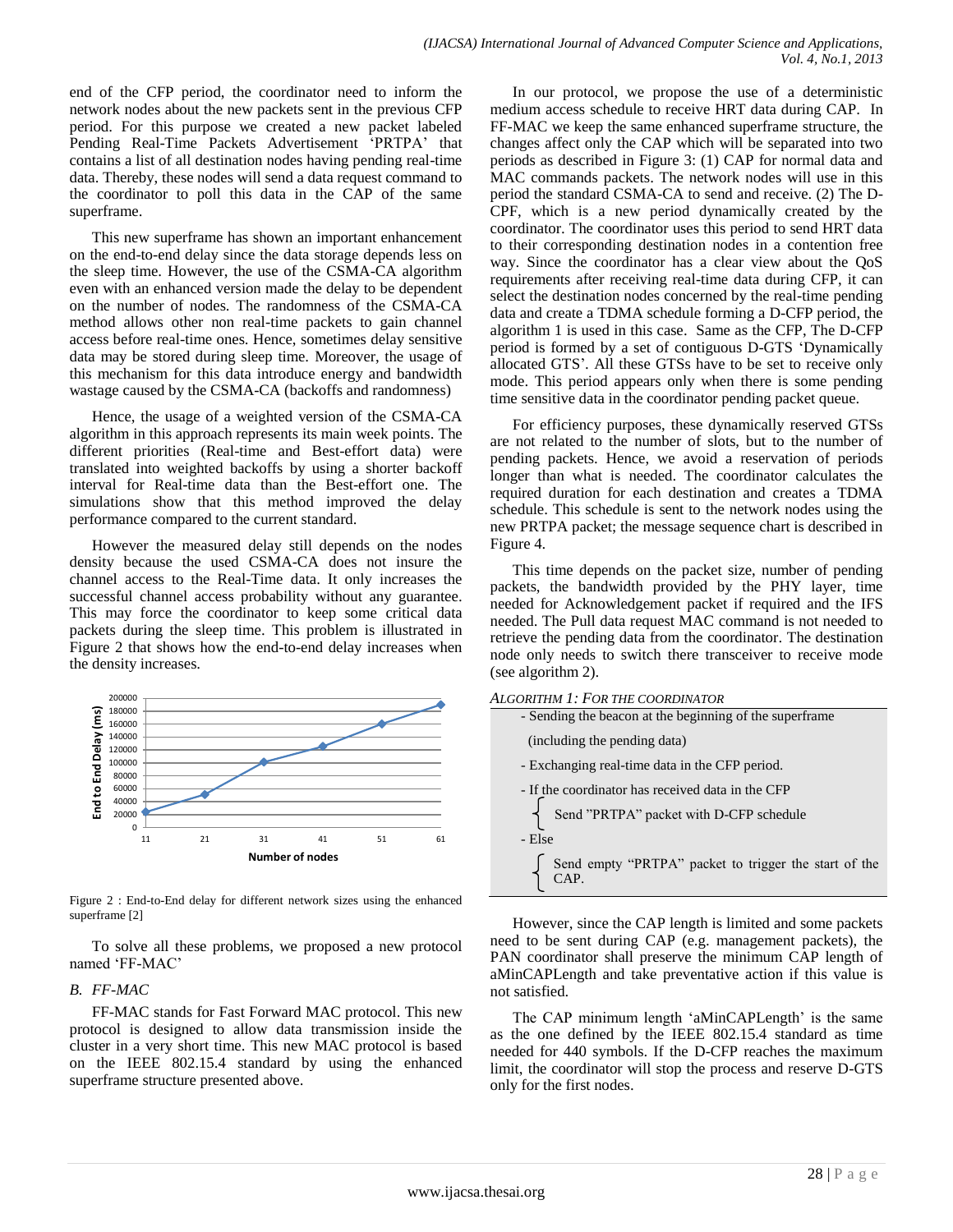end of the CFP period, the coordinator need to inform the network nodes about the new packets sent in the previous CFP period. For this purpose we created a new packet labeled Pending Real-Time Packets Advertisement 'PRTPA' that contains a list of all destination nodes having pending real-time data. Thereby, these nodes will send a data request command to the coordinator to poll this data in the CAP of the same superframe.

This new superframe has shown an important enhancement on the end-to-end delay since the data storage depends less on the sleep time. However, the use of the CSMA-CA algorithm even with an enhanced version made the delay to be dependent on the number of nodes. The randomness of the CSMA-CA method allows other non real-time packets to gain channel access before real-time ones. Hence, sometimes delay sensitive data may be stored during sleep time. Moreover, the usage of this mechanism for this data introduce energy and bandwidth wastage caused by the CSMA-CA (backoffs and randomness)

Hence, the usage of a weighted version of the CSMA-CA algorithm in this approach represents its main week points. The different priorities (Real-time and Best-effort data) were translated into weighted backoffs by using a shorter backoff interval for Real-time data than the Best-effort one. The simulations show that this method improved the delay performance compared to the current standard.

However the measured delay still depends on the nodes density because the used CSMA-CA does not insure the channel access to the Real-Time data. It only increases the successful channel access probability without any guarantee. This may force the coordinator to keep some critical data packets during the sleep time. This problem is illustrated in Figure 2 that shows how the end-to-end delay increases when the density increases.

Figure 2 : End-to-End delay for different network sizes using the enhanced superframe [2]

To solve all these problems, we proposed a new protocol named 'FF-MAC'

### *B. FF-MAC*

FF-MAC stands for Fast Forward MAC protocol. This new protocol is designed to allow data transmission inside the cluster in a very short time. This new MAC protocol is based on the IEEE 802.15.4 standard by using the enhanced superframe structure presented above.

In our protocol, we propose the use of a deterministic medium access schedule to receive HRT data during CAP. In FF-MAC we keep the same enhanced superframe structure, the changes affect only the CAP which will be separated into two periods as described in Figure 3: (1) CAP for normal data and MAC commands packets. The network nodes will use in this period the standard CSMA-CA to send and receive. (2) The D-CPF, which is a new period dynamically created by the coordinator. The coordinator uses this period to send HRT data to their corresponding destination nodes in a contention free way. Since the coordinator has a clear view about the QoS requirements after receiving real-time data during CFP, it can select the destination nodes concerned by the real-time pending data and create a TDMA schedule forming a D-CFP period, the algorithm 1 is used in this case. Same as the CFP, The D-CFP period is formed by a set of contiguous D-GTS 'Dynamically allocated GTS'. All these GTSs have to be set to receive only mode. This period appears only when there is some pending time sensitive data in the coordinator pending packet queue.

For efficiency purposes, these dynamically reserved GTSs are not related to the number of slots, but to the number of pending packets. Hence, we avoid a reservation of periods longer than what is needed. The coordinator calculates the required duration for each destination and creates a TDMA schedule. This schedule is sent to the network nodes using the new PRTPA packet; the message sequence chart is described in Figure 4.

This time depends on the packet size, number of pending packets, the bandwidth provided by the PHY layer, time needed for Acknowledgement packet if required and the IFS needed. The Pull data request MAC command is not needed to retrieve the pending data from the coordinator. The destination node only needs to switch there transceiver to receive mode (see algorithm 2).

*ALGORITHM 1: FOR THE COORDINATOR*

- Sending the beacon at the beginning of the superframe (including the pending data)
- Exchanging real-time data in the CFP period.
- If the coordinator has received data in the CFP
  - { Send "PRTPA" packet with D-CFP schedule
- Else
  - { Send empty "PRTPA" packet to trigger the start of the CAP.

However, since the CAP length is limited and some packets need to be sent during CAP (e.g. management packets), the PAN coordinator shall preserve the minimum CAP length of aMinCAPLength and take preventative action if this value is not satisfied.

The CAP minimum length 'aMinCAPLength' is the same as the one defined by the IEEE 802.15.4 standard as time needed for 440 symbols. If the D-CFP reaches the maximum limit, the coordinator will stop the process and reserve D-GTS only for the first nodes.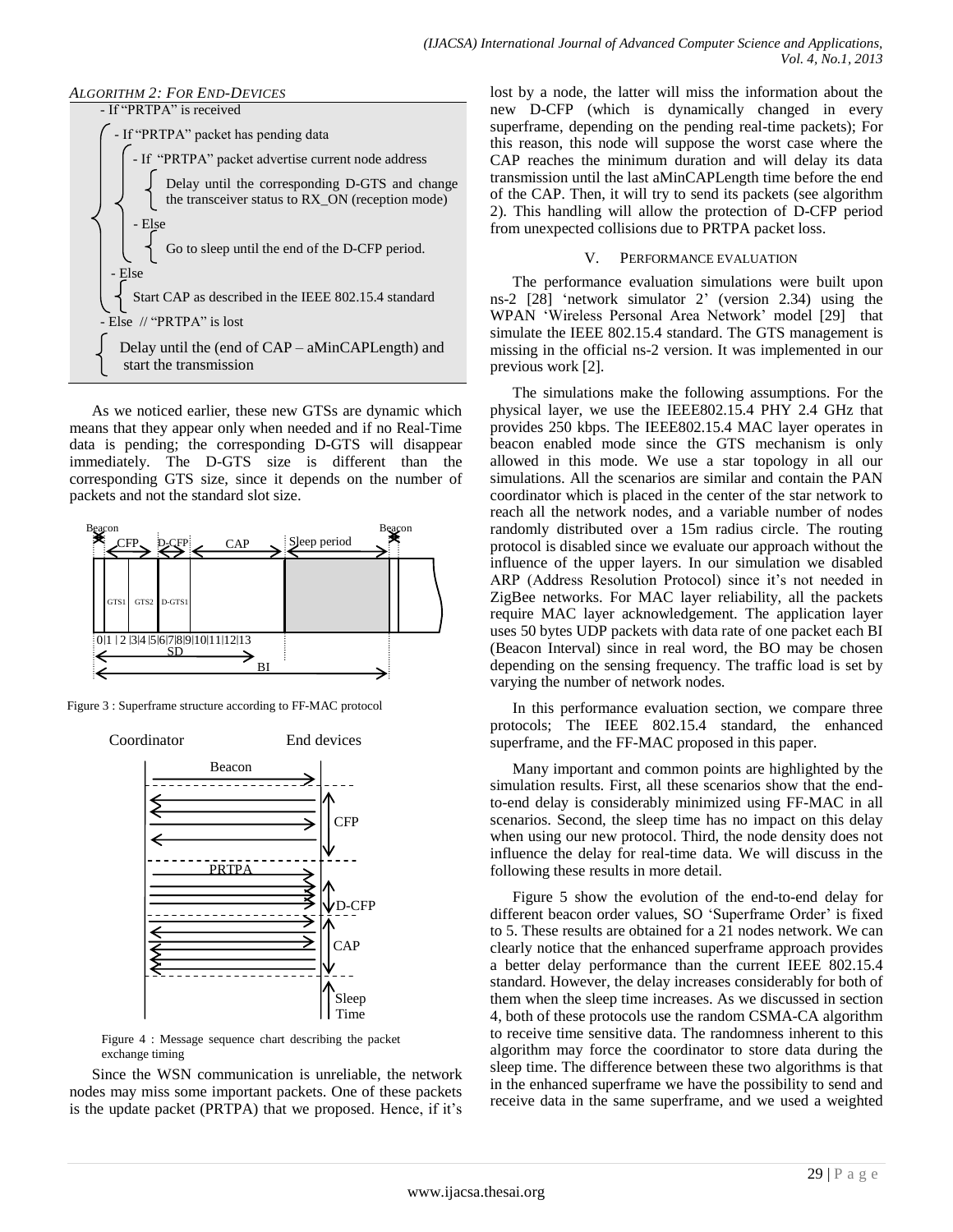*ALGORITHM 2: FOR END-DEVICES*

```
- If "PRTPA" is received
    - If "PRTPA" packet has pending data
        - If "PRTPA" packet advertise current node address
            Delay until the corresponding D-GTS and change
            the transceiver status to RX_ON (reception mode)
        - Else
            Go to sleep until the end of the D-CFP period.
    - Else
        Start CAP as described in the IEEE 802.15.4 standard
- Else // "PRTPA" is lost
    Delay until the (end of CAP – aMinCAPLength) and
    start the transmission
```

As we noticed earlier, these new GTSs are dynamic which means that they appear only when needed and if no Real-Time data is pending; the corresponding D-GTS will disappear immediately. The D-GTS size is different than the corresponding GTS size, since it depends on the number of packets and not the standard slot size.

Figure 3 : Superframe structure according to FF-MAC protocol

Figure 4 : Message sequence chart describing the packet exchange timing

Since the WSN communication is unreliable, the network nodes may miss some important packets. One of these packets is the update packet (PRTPA) that we proposed. Hence, if it's lost by a node, the latter will miss the information about the new D-CFP (which is dynamically changed in every superframe, depending on the pending real-time packets); For this reason, this node will suppose the worst case where the CAP reaches the minimum duration and will delay its data transmission until the last aMinCAPLength time before the end of the CAP. Then, it will try to send its packets (see algorithm 2). This handling will allow the protection of D-CFP period from unexpected collisions due to PRTPA packet loss.

## V. PERFORMANCE EVALUATION

The performance evaluation simulations were built upon ns-2 [28] 'network simulator 2' (version 2.34) using the WPAN 'Wireless Personal Area Network' model [29] that simulate the IEEE 802.15.4 standard. The GTS management is missing in the official ns-2 version. It was implemented in our previous work [2].

The simulations make the following assumptions. For the physical layer, we use the IEEE802.15.4 PHY 2.4 GHz that provides 250 kbps. The IEEE802.15.4 MAC layer operates in beacon enabled mode since the GTS mechanism is only allowed in this mode. We use a star topology in all our simulations. All the scenarios are similar and contain the PAN coordinator which is placed in the center of the star network to reach all the network nodes, and a variable number of nodes randomly distributed over a 15m radius circle. The routing protocol is disabled since we evaluate our approach without the influence of the upper layers. In our simulation we disabled ARP (Address Resolution Protocol) since it's not needed in ZigBee networks. For MAC layer reliability, all the packets require MAC layer acknowledgement. The application layer uses 50 bytes UDP packets with data rate of one packet each BI (Beacon Interval) since in real word, the BO may be chosen depending on the sensing frequency. The traffic load is set by varying the number of network nodes.

In this performance evaluation section, we compare three protocols; The IEEE 802.15.4 standard, the enhanced superframe, and the FF-MAC proposed in this paper.

Many important and common points are highlighted by the simulation results. First, all these scenarios show that the end-to-end delay is considerably minimized using FF-MAC in all scenarios. Second, the sleep time has no impact on this delay when using our new protocol. Third, the node density does not influence the delay for real-time data. We will discuss in the following these results in more detail.

Figure 5 show the evolution of the end-to-end delay for different beacon order values, SO 'Superframe Order' is fixed to 5. These results are obtained for a 21 nodes network. We can clearly notice that the enhanced superframe approach provides a better delay performance than the current IEEE 802.15.4 standard. However, the delay increases considerably for both of them when the sleep time increases. As we discussed in section 4, both of these protocols use the random CSMA-CA algorithm to receive time sensitive data. The randomness inherent to this algorithm may force the coordinator to store data during the sleep time. The difference between these two algorithms is that in the enhanced superframe we have the possibility to send and receive data in the same superframe, and we used a weighted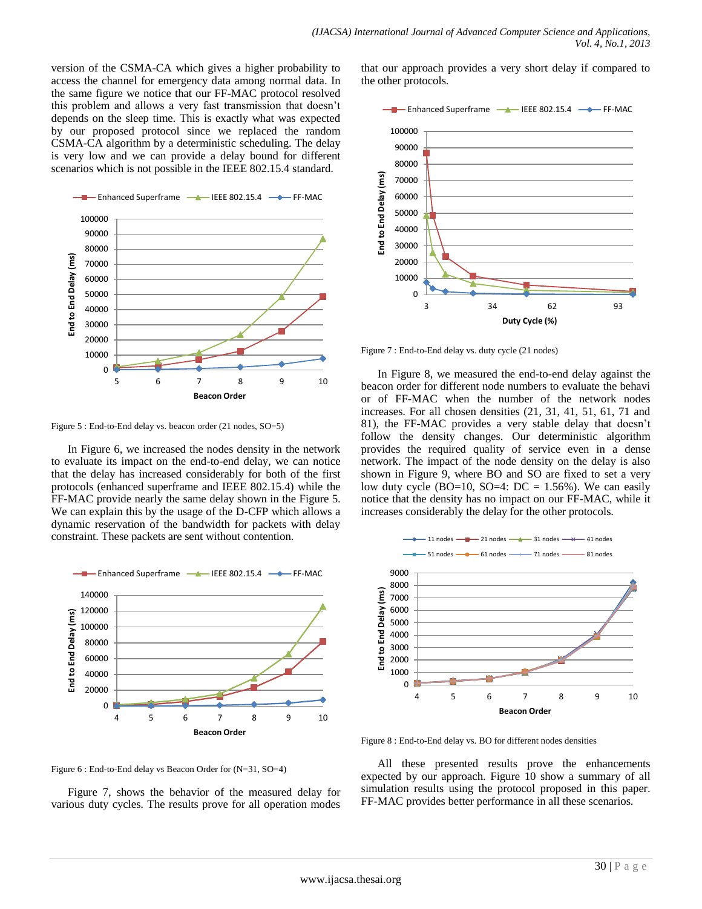version of the CSMA-CA which gives a higher probability to access the channel for emergency data among normal data. In the same figure we notice that our FF-MAC protocol resolved this problem and allows a very fast transmission that doesn't depends on the sleep time. This is exactly what was expected by our proposed protocol since we replaced the random CSMA-CA algorithm by a deterministic scheduling. The delay is very low and we can provide a delay bound for different scenarios which is not possible in the IEEE 802.15.4 standard.

Figure 5 : End-to-End delay vs. beacon order (21 nodes, SO=5)

In Figure 6, we increased the nodes density in the network to evaluate its impact on the end-to-end delay, we can notice that the delay has increased considerably for both of the first protocols (enhanced superframe and IEEE 802.15.4) while the FF-MAC provide nearly the same delay shown in the Figure 5. We can explain this by the usage of the D-CFP which allows a dynamic reservation of the bandwidth for packets with delay constraint. These packets are sent without contention.

Figure 6 : End-to-End delay vs Beacon Order for (N=31, SO=4)

Figure 7, shows the behavior of the measured delay for various duty cycles. The results prove for all operation modes that our approach provides a very short delay if compared to the other protocols.

Figure 7 : End-to-End delay vs. duty cycle (21 nodes)

In Figure 8, we measured the end-to-end delay against the beacon order for different node numbers to evaluate the behavior of FF-MAC when the number of the network nodes increases. For all chosen densities (21, 31, 41, 51, 61, 71 and 81), the FF-MAC provides a very stable delay that doesn't follow the density changes. Our deterministic algorithm provides the required quality of service even in a dense network. The impact of the node density on the delay is also shown in Figure 9, where BO and SO are fixed to set a very low duty cycle (BO=10, SO=4: DC = 1.56%). We can easily notice that the density has no impact on our FF-MAC, while it increases considerably the delay for the other protocols.

Figure 8 : End-to-End delay vs. BO for different nodes densities

All these presented results prove the enhancements expected by our approach. Figure 10 show a summary of all simulation results using the protocol proposed in this paper. FF-MAC provides better performance in all these scenarios.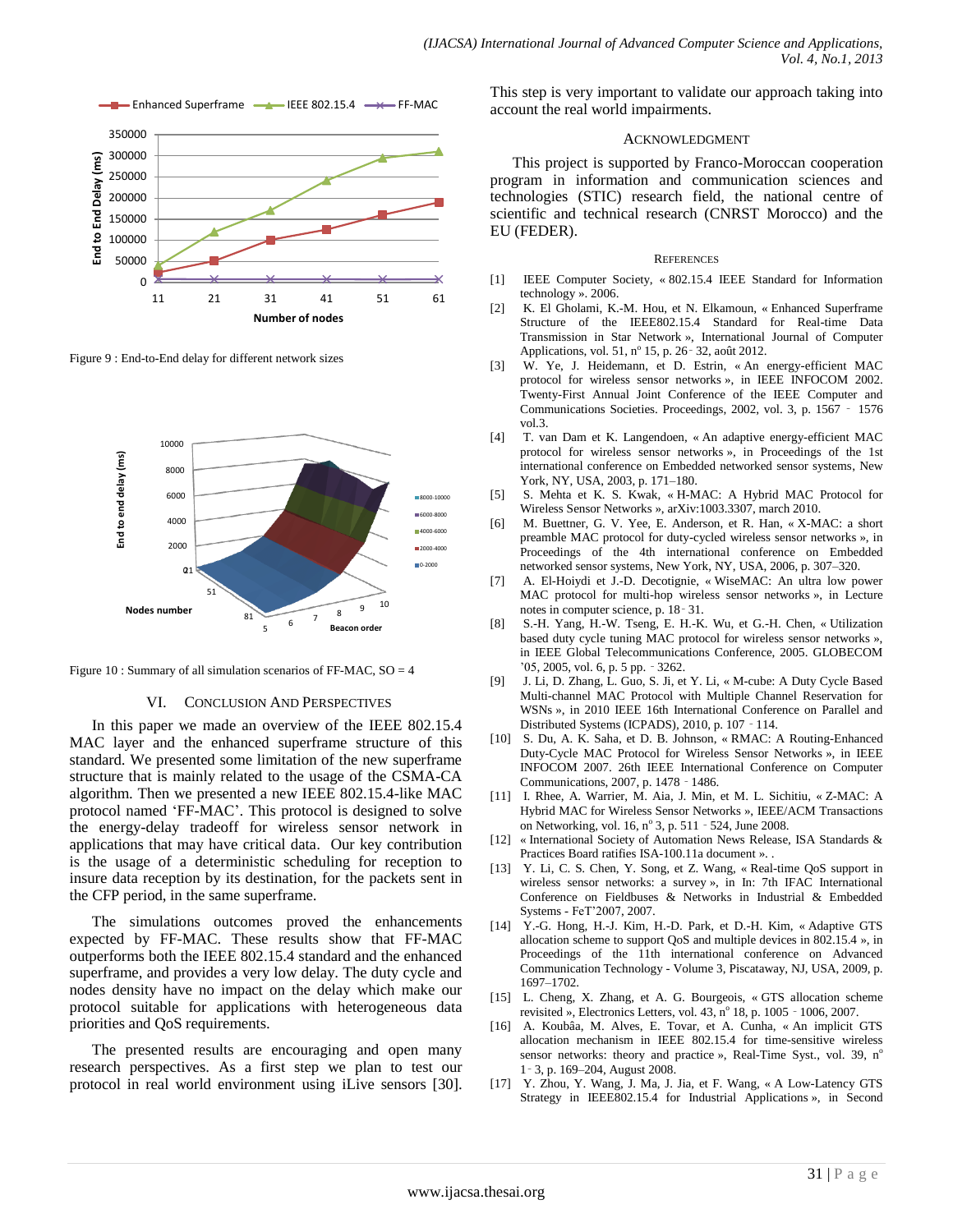Figure 9 : End-to-End delay for different network sizes

Figure 10 : Summary of all simulation scenarios of FF-MAC, SO = 4

## VI. Conclusion And Perspectives

In this paper we made an overview of the IEEE 802.15.4 MAC layer and the enhanced superframe structure of this standard. We presented some limitation of the new superframe structure that is mainly related to the usage of the CSMA-CA algorithm. Then we presented a new IEEE 802.15.4-like MAC protocol named 'FF-MAC'. This protocol is designed to solve the energy-delay tradeoff for wireless sensor network in applications that may have critical data. Our key contribution is the usage of a deterministic scheduling for reception to insure data reception by its destination, for the packets sent in the CFP period, in the same superframe.

The simulations outcomes proved the enhancements expected by FF-MAC. These results show that FF-MAC outperforms both the IEEE 802.15.4 standard and the enhanced superframe, and provides a very low delay. The duty cycle and nodes density have no impact on the delay which make our protocol suitable for applications with heterogeneous data priorities and QoS requirements.

The presented results are encouraging and open many research perspectives. As a first step we plan to test our protocol in real world environment using iLive sensors [30]. This step is very important to validate our approach taking into account the real world impairments.

## Acknowledgment

This project is supported by Franco-Moroccan cooperation program in information and communication sciences and technologies (STIC) research field, the national centre of scientific and technical research (CNRST Morocco) and the EU (FEDER).

## References

[1] IEEE Computer Society, « 802.15.4 IEEE Standard for Information technology ». 2006.

[2] K. El Gholami, K.-M. Hou, et N. Elkamoun, « Enhanced Superframe Structure of the IEEE802.15.4 Standard for Real-time Data Transmission in Star Network », International Journal of Computer Applications, vol. 51, n° 15, p. 26‑32, août 2012.

[3] W. Ye, J. Heidemann, et D. Estrin, « An energy-efficient MAC protocol for wireless sensor networks », in IEEE INFOCOM 2002. Twenty-First Annual Joint Conference of the IEEE Computer and Communications Societies. Proceedings, 2002, vol. 3, p. 1567 ‑ 1576 vol.3.

[4] T. van Dam et K. Langendoen, « An adaptive energy-efficient MAC protocol for wireless sensor networks », in Proceedings of the 1st international conference on Embedded networked sensor systems, New York, NY, USA, 2003, p. 171–180.

[5] S. Mehta et K. S. Kwak, « H-MAC: A Hybrid MAC Protocol for Wireless Sensor Networks », arXiv:1003.3307, march 2010.

[6] M. Buettner, G. V. Yee, E. Anderson, et R. Han, « X-MAC: a short preamble MAC protocol for duty-cycled wireless sensor networks », in Proceedings of the 4th international conference on Embedded networked sensor systems, New York, NY, USA, 2006, p. 307–320.

[7] A. El-Hoiydi et J.-D. Decotignie, « WiseMAC: An ultra low power MAC protocol for multi-hop wireless sensor networks », in Lecture notes in computer science, p. 18‑31.

[8] S.-H. Yang, H.-W. Tseng, E. H.-K. Wu, et G.-H. Chen, « Utilization based duty cycle tuning MAC protocol for wireless sensor networks », in IEEE Global Telecommunications Conference, 2005. GLOBECOM '05, 2005, vol. 6, p. 5 pp. ‑3262.

[9] J. Li, D. Zhang, L. Guo, S. Ji, et Y. Li, « M-cube: A Duty Cycle Based Multi-channel MAC Protocol with Multiple Channel Reservation for WSNs », in 2010 IEEE 16th International Conference on Parallel and Distributed Systems (ICPADS), 2010, p. 107 ‑ 114.

[10] S. Du, A. K. Saha, et D. B. Johnson, « RMAC: A Routing-Enhanced Duty-Cycle MAC Protocol for Wireless Sensor Networks », in IEEE INFOCOM 2007. 26th IEEE International Conference on Computer Communications, 2007, p. 1478 ‑ 1486.

[11] I. Rhee, A. Warrier, M. Aia, J. Min, et M. L. Sichitiu, « Z-MAC: A Hybrid MAC for Wireless Sensor Networks », IEEE/ACM Transactions on Networking, vol. 16, n° 3, p. 511 ‑ 524, June 2008.

[12] « International Society of Automation News Release, ISA Standards & Practices Board ratifies ISA-100.11a document ». .

[13] Y. Li, C. S. Chen, Y. Song, et Z. Wang, « Real-time QoS support in wireless sensor networks: a survey », in In: 7th IFAC International Conference on Fieldbuses & Networks in Industrial & Embedded Systems - FeT'2007, 2007.

[14] Y.-G. Hong, H.-J. Kim, H.-D. Park, et D.-H. Kim, « Adaptive GTS allocation scheme to support QoS and multiple devices in 802.15.4 », in Proceedings of the 11th international conference on Advanced Communication Technology - Volume 3, Piscataway, NJ, USA, 2009, p. 1697–1702.

[15] L. Cheng, X. Zhang, et A. G. Bourgeois, « GTS allocation scheme revisited », Electronics Letters, vol. 43, n° 18, p. 1005 ‑ 1006, 2007.

[16] A. Koubâa, M. Alves, E. Tovar, et A. Cunha, « An implicit GTS allocation mechanism in IEEE 802.15.4 for time-sensitive wireless sensor networks: theory and practice », Real-Time Syst., vol. 39, n° 1‑3, p. 169–204, August 2008.

[17] Y. Zhou, Y. Wang, J. Ma, J. Jia, et F. Wang, « A Low-Latency GTS Strategy in IEEE802.15.4 for Industrial Applications », in Second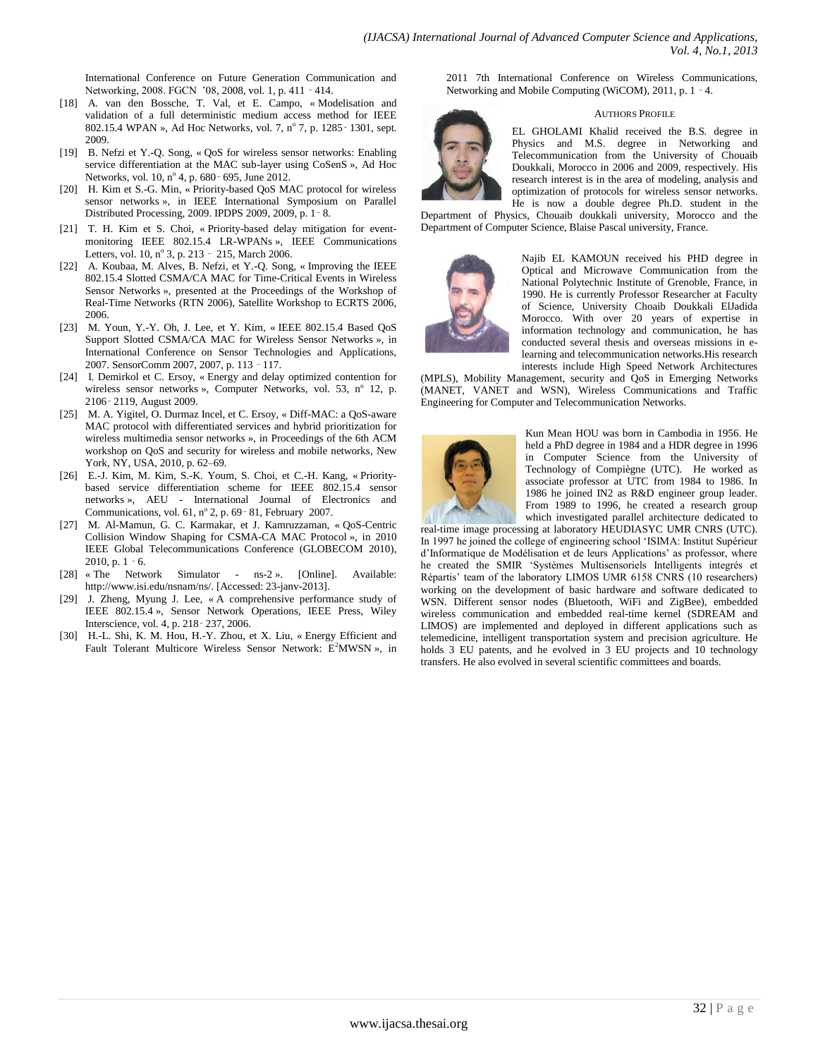International Conference on Future Generation Communication and Networking, 2008. FGCN '08, 2008, vol. 1, p. 411‑414.

[18] A. van den Bossche, T. Val, et E. Campo, « Modelisation and validation of a full deterministic medium access method for IEEE 802.15.4 WPAN », Ad Hoc Networks, vol. 7, n° 7, p. 1285‑1301, sept. 2009.

[19] B. Nefzi et Y.-Q. Song, « QoS for wireless sensor networks: Enabling service differentiation at the MAC sub-layer using CoSenS », Ad Hoc Networks, vol. 10, n° 4, p. 680‑695, June 2012.

[20] H. Kim et S.-G. Min, « Priority-based QoS MAC protocol for wireless sensor networks », in IEEE International Symposium on Parallel Distributed Processing, 2009. IPDPS 2009, 2009, p. 1‑8.

[21] T. H. Kim et S. Choi, « Priority-based delay mitigation for event-monitoring IEEE 802.15.4 LR-WPANs », IEEE Communications Letters, vol. 10, n° 3, p. 213 ‑ 215, March 2006.

[22] A. Koubaa, M. Alves, B. Nefzi, et Y.-Q. Song, « Improving the IEEE 802.15.4 Slotted CSMA/CA MAC for Time-Critical Events in Wireless Sensor Networks », presented at the Proceedings of the Workshop of Real-Time Networks (RTN 2006), Satellite Workshop to ECRTS 2006, 2006.

[23] M. Youn, Y.-Y. Oh, J. Lee, et Y. Kim, « IEEE 802.15.4 Based QoS Support Slotted CSMA/CA MAC for Wireless Sensor Networks », in International Conference on Sensor Technologies and Applications, 2007. SensorComm 2007, 2007, p. 113 ‑ 117.

[24] I. Demirkol et C. Ersoy, « Energy and delay optimized contention for wireless sensor networks », Computer Networks, vol. 53, n° 12, p. 2106‑2119, August 2009.

[25] M. A. Yigitel, O. Durmaz Incel, et C. Ersoy, « Diff-MAC: a QoS-aware MAC protocol with differentiated services and hybrid prioritization for wireless multimedia sensor networks », in Proceedings of the 6th ACM workshop on QoS and security for wireless and mobile networks, New York, NY, USA, 2010, p. 62–69.

[26] E.-J. Kim, M. Kim, S.-K. Youm, S. Choi, et C.-H. Kang, « Priority-based service differentiation scheme for IEEE 802.15.4 sensor networks », AEU - International Journal of Electronics and Communications, vol. 61, n° 2, p. 69‑81, February 2007.

[27] M. Al-Mamun, G. C. Karmakar, et J. Kamruzzaman, « QoS-Centric Collision Window Shaping for CSMA-CA MAC Protocol », in 2010 IEEE Global Telecommunications Conference (GLOBECOM 2010), 2010, p. 1 ‑ 6.

[28] « The Network Simulator - ns-2 ». [Online]. Available: http://www.isi.edu/nsnam/ns/. [Accessed: 23-janv-2013].

[29] J. Zheng, Myung J. Lee, « A comprehensive performance study of IEEE 802.15.4 », Sensor Network Operations, IEEE Press, Wiley Interscience, vol. 4, p. 218‑237, 2006.

[30] H.-L. Shi, K. M. Hou, H.-Y. Zhou, et X. Liu, « Energy Efficient and Fault Tolerant Multicore Wireless Sensor Network: $E^2$MWSN », in 2011 7th International Conference on Wireless Communications, Networking and Mobile Computing (WiCOM), 2011, p. 1 ‑ 4.

## AUTHORS PROFILE

EL GHOLAMI Khalid received the B.S. degree in Physics and M.S. degree in Networking and Telecommunication from the University of Chouaib Doukkali, Morocco in 2006 and 2009, respectively. His research interest is in the area of modeling, analysis and optimization of protocols for wireless sensor networks. He is now a double degree Ph.D. student in the Department of Physics, Chouaib doukkali university, Morocco and the Department of Computer Science, Blaise Pascal university, France.

Najib EL KAMOUN received his PHD degree in Optical and Microwave Communication from the National Polytechnic Institute of Grenoble, France, in 1990. He is currently Professor Researcher at Faculty of Science, University Choaib Doukkali ElJadida Morocco. With over 20 years of expertise in information technology and communication, he has conducted several thesis and overseas missions in e-learning and telecommunication networks.His research interests include High Speed Network Architectures (MPLS), Mobility Management, security and QoS in Emerging Networks (MANET, VANET and WSN), Wireless Communications and Traffic Engineering for Computer and Telecommunication Networks.

Kun Mean HOU was born in Cambodia in 1956. He held a PhD degree in 1984 and a HDR degree in 1996 in Computer Science from the University of Technology of Compiègne (UTC). He worked as associate professor at UTC from 1984 to 1986. In 1986 he joined IN2 as R&D engineer group leader. From 1989 to 1996, he created a research group which investigated parallel architecture dedicated to real-time image processing at laboratory HEUDIASYC UMR CNRS (UTC). In 1997 he joined the college of engineering school 'ISIMA: Institut Supérieur d'Informatique de Modélisation et de leurs Applications' as professor, where he created the SMIR 'Systèmes Multisensoriels Intelligents integrés et Répartis' team of the laboratory LIMOS UMR 6158 CNRS (10 researchers) working on the development of basic hardware and software dedicated to WSN. Different sensor nodes (Bluetooth, WiFi and ZigBee), embedded wireless communication and embedded real-time kernel (SDREAM and LIMOS) are implemented and deployed in different applications such as telemedicine, intelligent transportation system and precision agriculture. He holds 3 EU patents, and he evolved in 3 EU projects and 10 technology transfers. He also evolved in several scientific committees and boards.